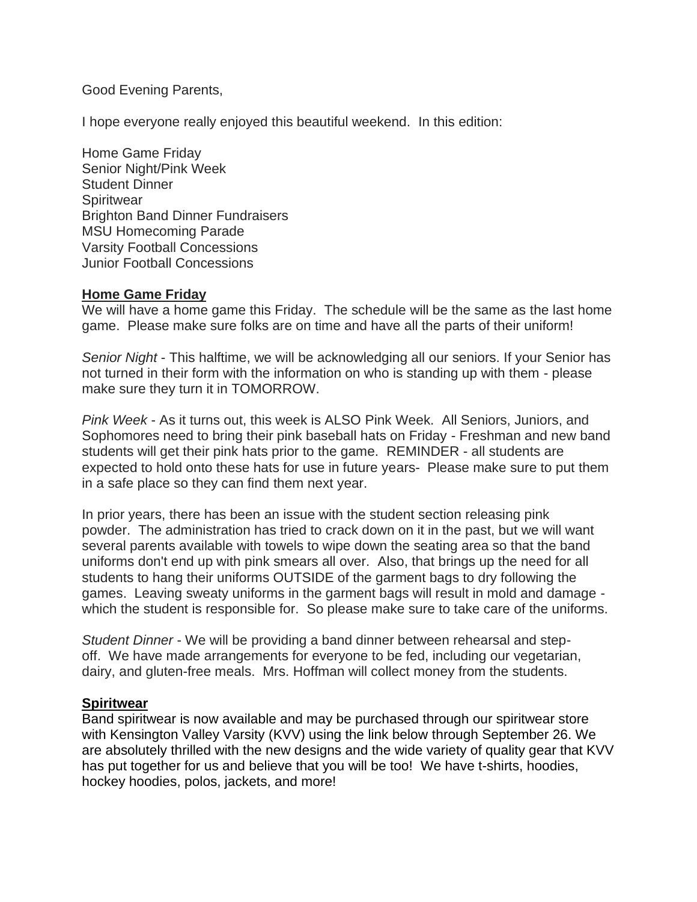Good Evening Parents,

I hope everyone really enjoyed this beautiful weekend.  In this edition:

Home Game Friday
Senior Night/Pink Week
Student Dinner
Spiritwear
Brighton Band Dinner Fundraisers
MSU Homecoming Parade
Varsity Football Concessions
Junior Football Concessions

**Home Game Friday**

We will have a home game this Friday.  The schedule will be the same as the last home game.  Please make sure folks are on time and have all the parts of their uniform!

*Senior Night* - This halftime, we will be acknowledging all our seniors. If your Senior has not turned in their form with the information on who is standing up with them - please make sure they turn it in TOMORROW.

*Pink Week* - As it turns out, this week is ALSO Pink Week.  All Seniors, Juniors, and Sophomores need to bring their pink baseball hats on Friday - Freshman and new band students will get their pink hats prior to the game.  REMINDER - all students are expected to hold onto these hats for use in future years-  Please make sure to put them in a safe place so they can find them next year.

In prior years, there has been an issue with the student section releasing pink powder.  The administration has tried to crack down on it in the past, but we will want several parents available with towels to wipe down the seating area so that the band uniforms don't end up with pink smears all over.  Also, that brings up the need for all students to hang their uniforms OUTSIDE of the garment bags to dry following the games.  Leaving sweaty uniforms in the garment bags will result in mold and damage - which the student is responsible for.  So please make sure to take care of the uniforms.

*Student Dinner* - We will be providing a band dinner between rehearsal and step-off.  We have made arrangements for everyone to be fed, including our vegetarian, dairy, and gluten-free meals.  Mrs. Hoffman will collect money from the students.

**Spiritwear**

Band spiritwear is now available and may be purchased through our spiritwear store with Kensington Valley Varsity (KVV) using the link below through September 26. We are absolutely thrilled with the new designs and the wide variety of quality gear that KVV has put together for us and believe that you will be too!  We have t-shirts, hoodies, hockey hoodies, polos, jackets, and more!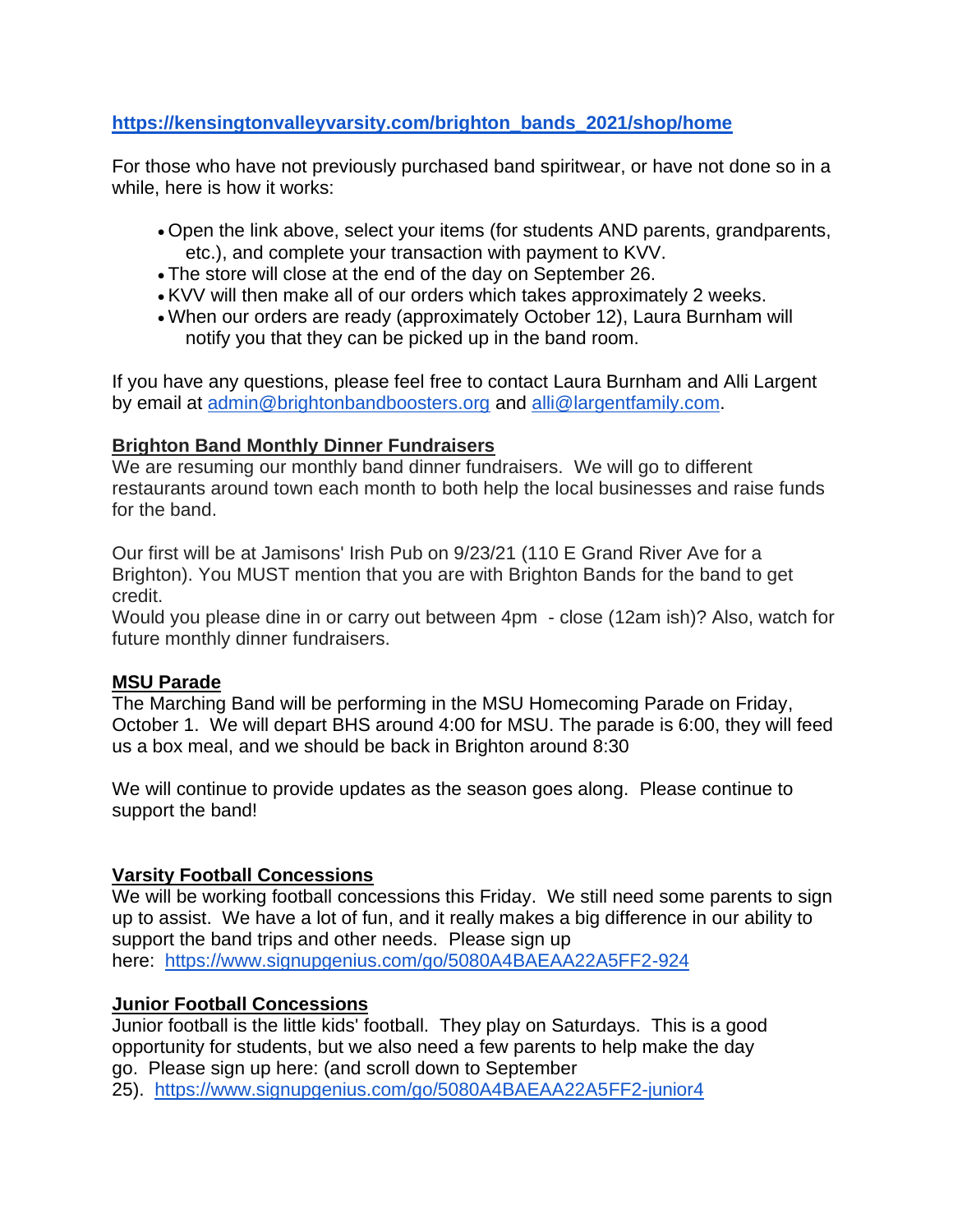**https://kensingtonvalleyvarsity.com/brighton_bands_2021/shop/home**

For those who have not previously purchased band spiritwear, or have not done so in a while, here is how it works:

- Open the link above, select your items (for students AND parents, grandparents, etc.), and complete your transaction with payment to KVV.
- The store will close at the end of the day on September 26.
- KVV will then make all of our orders which takes approximately 2 weeks.
- When our orders are ready (approximately October 12), Laura Burnham will notify you that they can be picked up in the band room.

If you have any questions, please feel free to contact Laura Burnham and Alli Largent by email at admin@brightonbandboosters.org and alli@largentfamily.com.

**Brighton Band Monthly Dinner Fundraisers**

We are resuming our monthly band dinner fundraisers. We will go to different restaurants around town each month to both help the local businesses and raise funds for the band.

Our first will be at Jamisons' Irish Pub on 9/23/21 (110 E Grand River Ave for a Brighton). You MUST mention that you are with Brighton Bands for the band to get credit.

Would you please dine in or carry out between 4pm - close (12am ish)? Also, watch for future monthly dinner fundraisers.

**MSU Parade**

The Marching Band will be performing in the MSU Homecoming Parade on Friday, October 1. We will depart BHS around 4:00 for MSU. The parade is 6:00, they will feed us a box meal, and we should be back in Brighton around 8:30

We will continue to provide updates as the season goes along. Please continue to support the band!

**Varsity Football Concessions**

We will be working football concessions this Friday. We still need some parents to sign up to assist. We have a lot of fun, and it really makes a big difference in our ability to support the band trips and other needs. Please sign up here: https://www.signupgenius.com/go/5080A4BAEAA22A5FF2-924

**Junior Football Concessions**

Junior football is the little kids' football. They play on Saturdays. This is a good opportunity for students, but we also need a few parents to help make the day go. Please sign up here: (and scroll down to September 25). https://www.signupgenius.com/go/5080A4BAEAA22A5FF2-junior4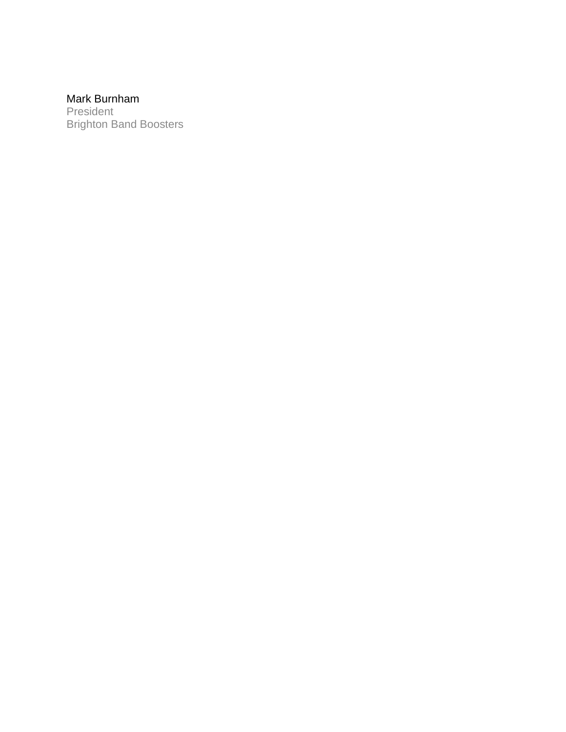Mark Burnham
President
Brighton Band Boosters